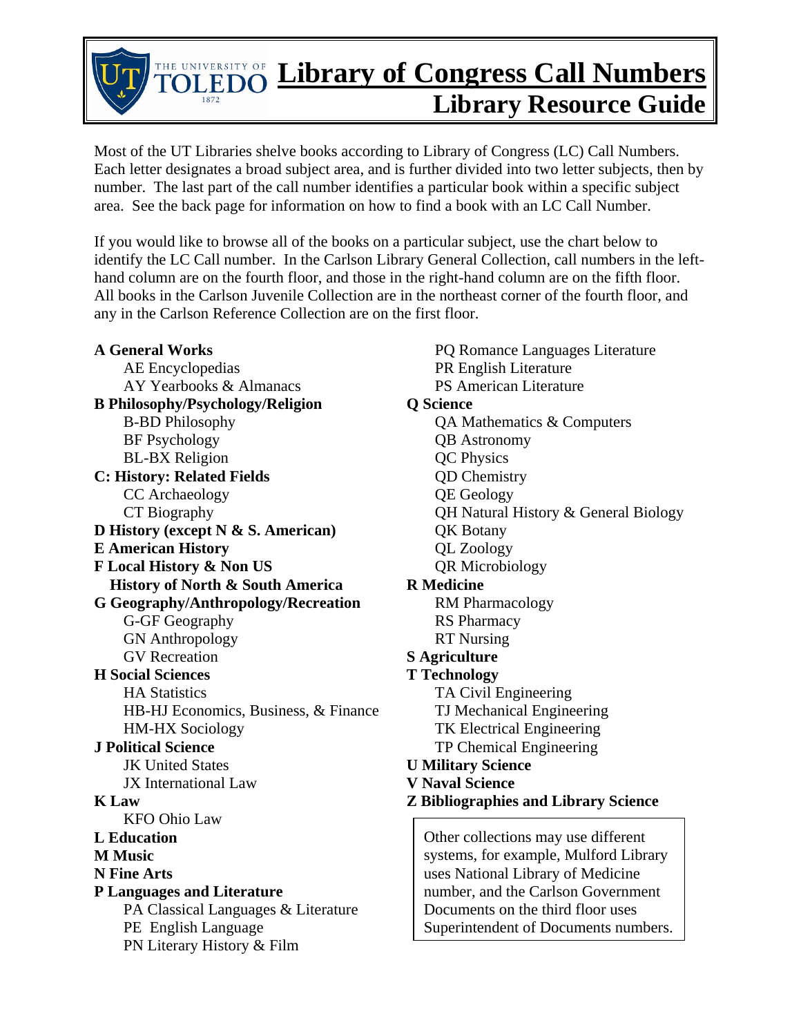# Library of Congress Call Numbers

## Library Resource Guide

THE UNIVERSITY OF TOLEDO 1872

Most of the UT Libraries shelve books according to Library of Congress (LC) Call Numbers. Each letter designates a broad subject area, and is further divided into two letter subjects, then by number. The last part of the call number identifies a particular book within a specific subject area. See the back page for information on how to find a book with an LC Call Number.

If you would like to browse all of the books on a particular subject, use the chart below to identify the LC Call number. In the Carlson Library General Collection, call numbers in the left-hand column are on the fourth floor, and those in the right-hand column are on the fifth floor. All books in the Carlson Juvenile Collection are in the northeast corner of the fourth floor, and any in the Carlson Reference Collection are on the first floor.

**A General Works**
- AE Encyclopedias
- AY Yearbooks & Almanacs

**B Philosophy/Psychology/Religion**
- B-BD Philosophy
- BF Psychology
- BL-BX Religion

**C: History: Related Fields**
- CC Archaeology
- CT Biography

**D History (except N & S. American)**

**E American History**

**F Local History & Non US History of North & South America**

**G Geography/Anthropology/Recreation**
- G-GF Geography
- GN Anthropology
- GV Recreation

**H Social Sciences**
- HA Statistics
- HB-HJ Economics, Business, & Finance
- HM-HX Sociology

**J Political Science**
- JK United States
- JX International Law

**K Law**
- KFO Ohio Law

**L Education**

**M Music**

**N Fine Arts**

**P Languages and Literature**
- PA Classical Languages & Literature
- PE English Language
- PN Literary History & Film
- PQ Romance Languages Literature
- PR English Literature
- PS American Literature

**Q Science**
- QA Mathematics & Computers
- QB Astronomy
- QC Physics
- QD Chemistry
- QE Geology
- QH Natural History & General Biology
- QK Botany
- QL Zoology
- QR Microbiology

**R Medicine**
- RM Pharmacology
- RS Pharmacy
- RT Nursing

**S Agriculture**

**T Technology**
- TA Civil Engineering
- TJ Mechanical Engineering
- TK Electrical Engineering
- TP Chemical Engineering

**U Military Science**

**V Naval Science**

**Z Bibliographies and Library Science**

Other collections may use different systems, for example, Mulford Library uses National Library of Medicine number, and the Carlson Government Documents on the third floor uses Superintendent of Documents numbers.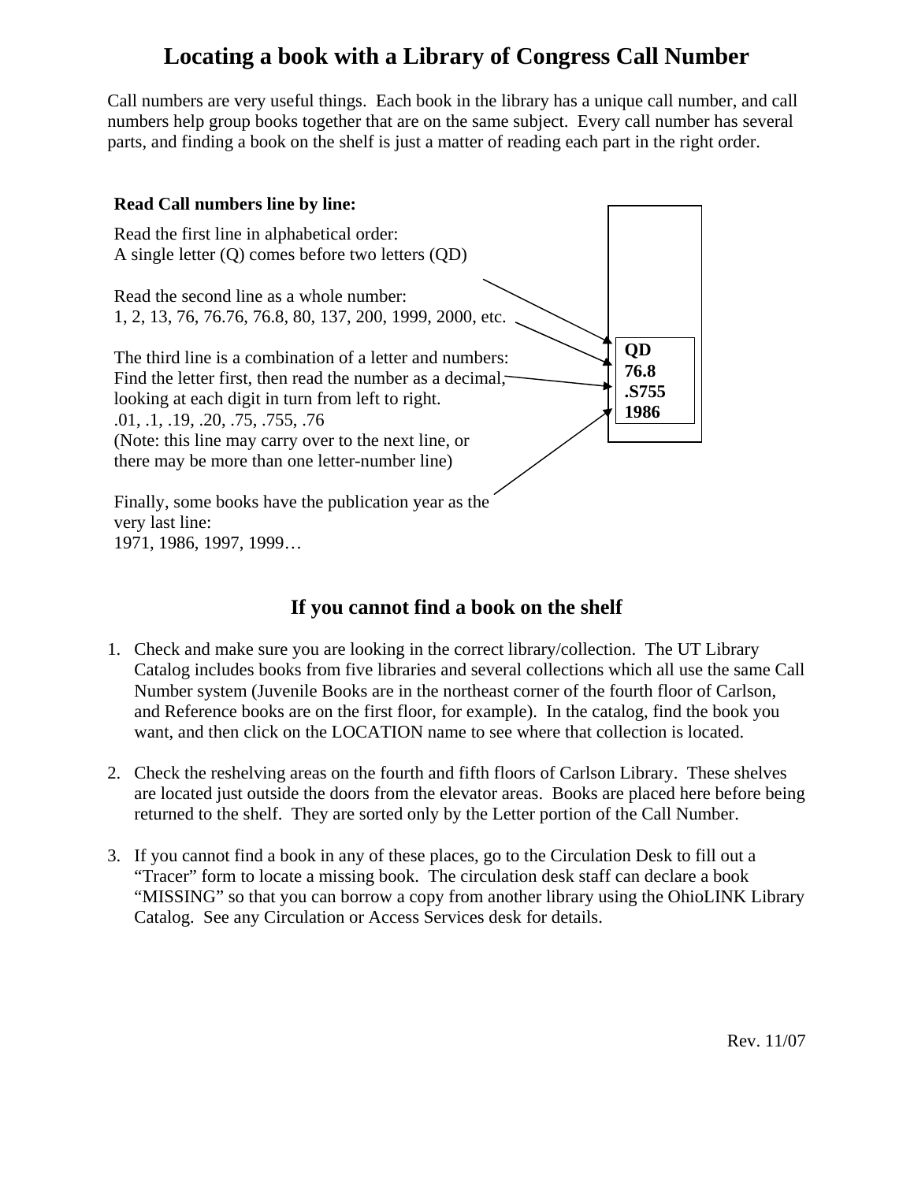# Locating a book with a Library of Congress Call Number

Call numbers are very useful things. Each book in the library has a unique call number, and call numbers help group books together that are on the same subject. Every call number has several parts, and finding a book on the shelf is just a matter of reading each part in the right order.

**Read Call numbers line by line:**

Read the first line in alphabetical order:
A single letter (Q) comes before two letters (QD)

Read the second line as a whole number:
1, 2, 13, 76, 76.76, 76.8, 80, 137, 200, 1999, 2000, etc.

The third line is a combination of a letter and numbers:
Find the letter first, then read the number as a decimal, looking at each digit in turn from left to right.
.01, .1, .19, .20, .75, .755, .76
(Note: this line may carry over to the next line, or there may be more than one letter-number line)

Finally, some books have the publication year as the very last line:
1971, 1986, 1997, 1999…

**QD**
**76.8**
**.S755**
**1986**

## If you cannot find a book on the shelf

1. Check and make sure you are looking in the correct library/collection. The UT Library Catalog includes books from five libraries and several collections which all use the same Call Number system (Juvenile Books are in the northeast corner of the fourth floor of Carlson, and Reference books are on the first floor, for example). In the catalog, find the book you want, and then click on the LOCATION name to see where that collection is located.

2. Check the reshelving areas on the fourth and fifth floors of Carlson Library. These shelves are located just outside the doors from the elevator areas. Books are placed here before being returned to the shelf. They are sorted only by the Letter portion of the Call Number.

3. If you cannot find a book in any of these places, go to the Circulation Desk to fill out a "Tracer" form to locate a missing book. The circulation desk staff can declare a book "MISSING" so that you can borrow a copy from another library using the OhioLINK Library Catalog. See any Circulation or Access Services desk for details.

Rev. 11/07